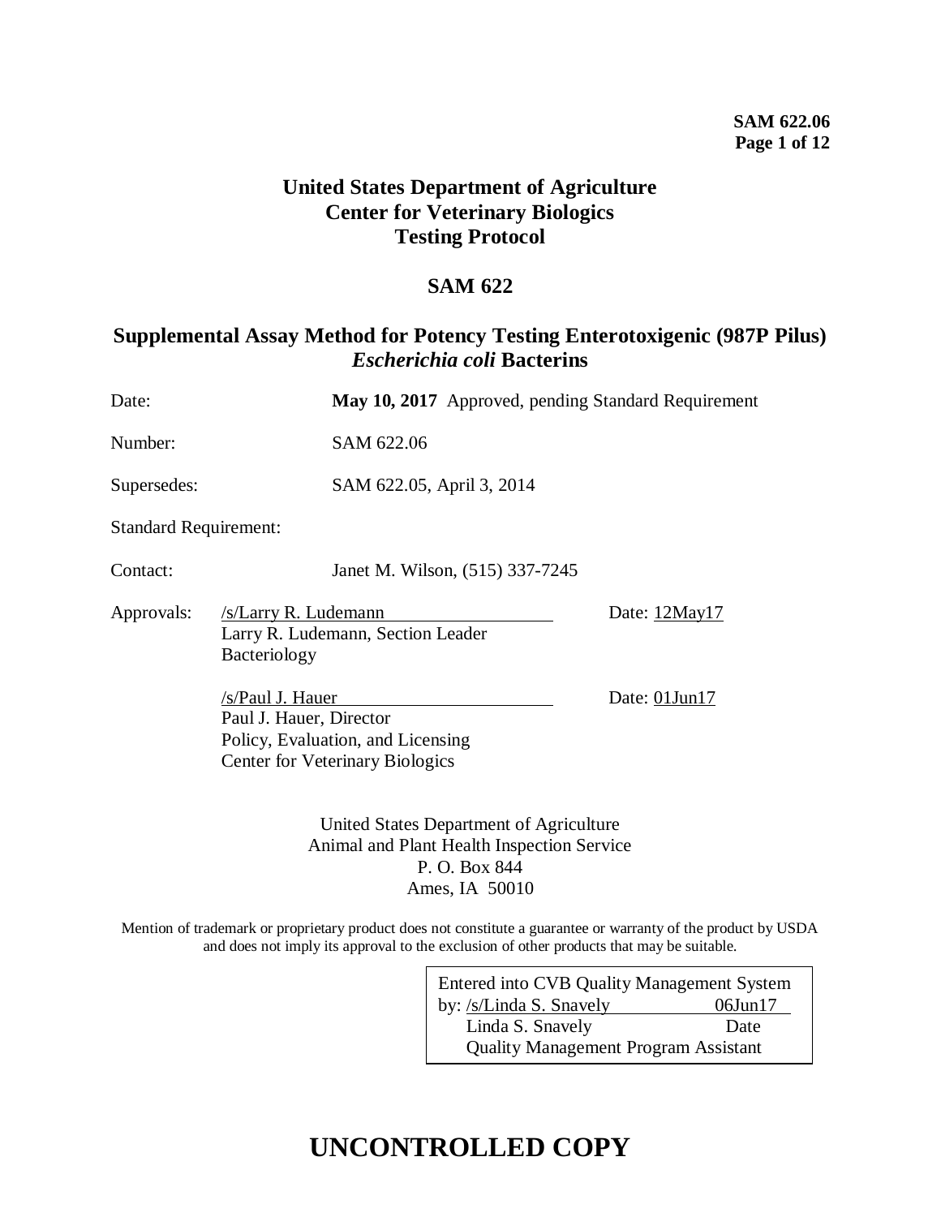# United States Department of Agriculture
# Center for Veterinary Biologics
# Testing Protocol

## SAM 622

## Supplemental Assay Method for Potency Testing Enterotoxigenic (987P Pilus) *Escherichia coli* Bacterins

Date: **May 10, 2017** Approved, pending Standard Requirement

Number: SAM 622.06

Supersedes: SAM 622.05, April 3, 2014

Standard Requirement:

Contact: Janet M. Wilson, (515) 337-7245

Approvals: /s/Larry R. Ludemann Date: 12May17
Larry R. Ludemann, Section Leader
Bacteriology

/s/Paul J. Hauer Date: 01Jun17
Paul J. Hauer, Director
Policy, Evaluation, and Licensing
Center for Veterinary Biologics

United States Department of Agriculture
Animal and Plant Health Inspection Service
P. O. Box 844
Ames, IA 50010

Mention of trademark or proprietary product does not constitute a guarantee or warranty of the product by USDA and does not imply its approval to the exclusion of other products that may be suitable.

Entered into CVB Quality Management System
by: /s/Linda S. Snavely 06Jun17
Linda S. Snavely Date
Quality Management Program Assistant

# UNCONTROLLED COPY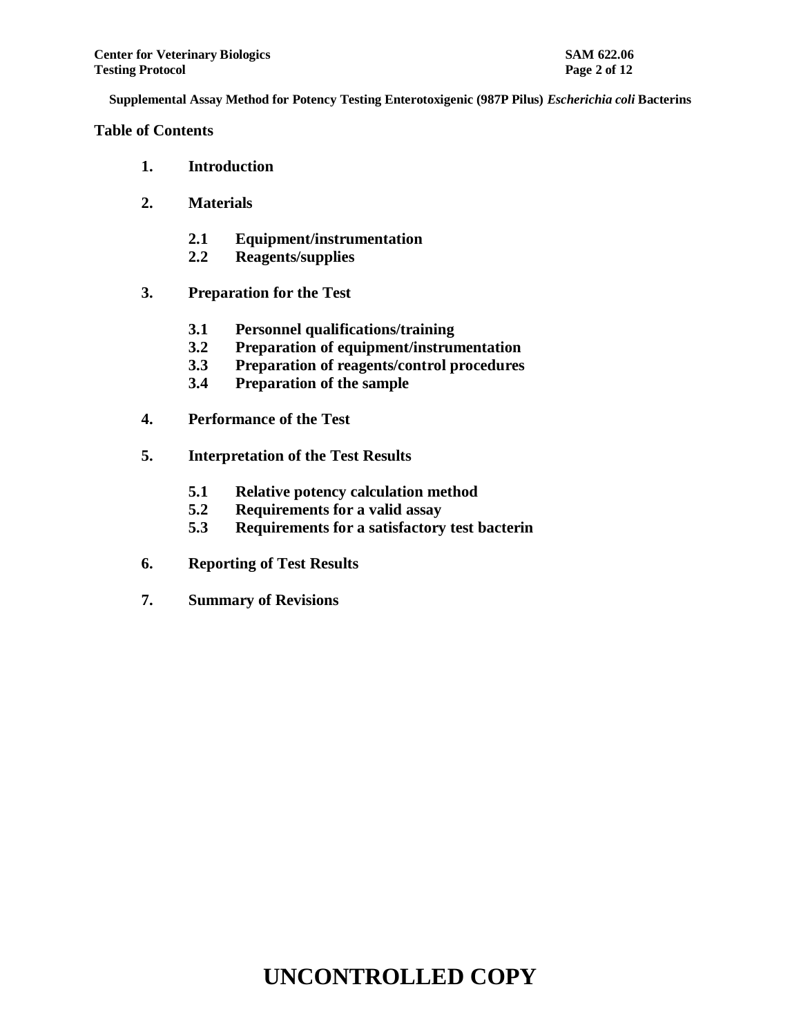## Table of Contents

1. **Introduction**
2. **Materials**
   - **2.1 Equipment/instrumentation**
   - **2.2 Reagents/supplies**
3. **Preparation for the Test**
   - **3.1 Personnel qualifications/training**
   - **3.2 Preparation of equipment/instrumentation**
   - **3.3 Preparation of reagents/control procedures**
   - **3.4 Preparation of the sample**
4. **Performance of the Test**
5. **Interpretation of the Test Results**
   - **5.1 Relative potency calculation method**
   - **5.2 Requirements for a valid assay**
   - **5.3 Requirements for a satisfactory test bacterin**
6. **Reporting of Test Results**
7. **Summary of Revisions**

# UNCONTROLLED COPY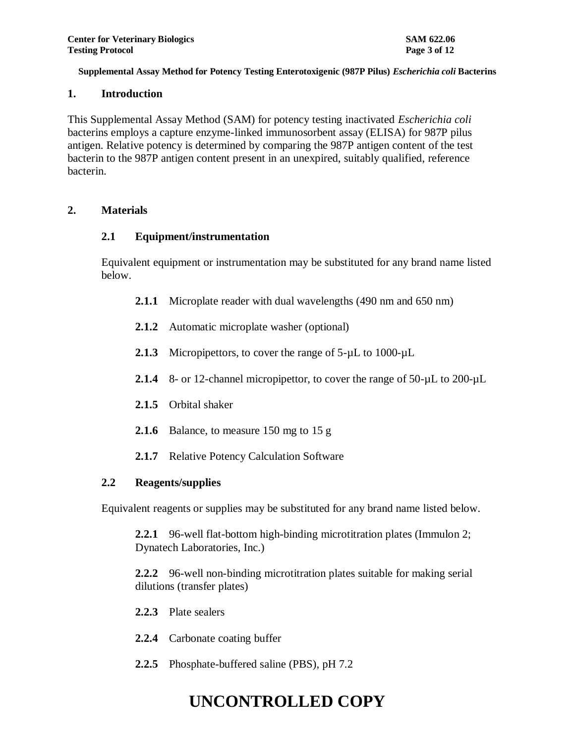## 1. Introduction

This Supplemental Assay Method (SAM) for potency testing inactivated *Escherichia coli* bacterins employs a capture enzyme-linked immunosorbent assay (ELISA) for 987P pilus antigen. Relative potency is determined by comparing the 987P antigen content of the test bacterin to the 987P antigen content present in an unexpired, suitably qualified, reference bacterin.

## 2. Materials

### 2.1 Equipment/instrumentation

Equivalent equipment or instrumentation may be substituted for any brand name listed below.

**2.1.1** Microplate reader with dual wavelengths (490 nm and 650 nm)

**2.1.2** Automatic microplate washer (optional)

**2.1.3** Micropipettors, to cover the range of 5-µL to 1000-µL

**2.1.4** 8- or 12-channel micropipettor, to cover the range of 50-µL to 200-µL

**2.1.5** Orbital shaker

**2.1.6** Balance, to measure 150 mg to 15 g

**2.1.7** Relative Potency Calculation Software

### 2.2 Reagents/supplies

Equivalent reagents or supplies may be substituted for any brand name listed below.

**2.2.1** 96-well flat-bottom high-binding microtitration plates (Immulon 2; Dynatech Laboratories, Inc.)

**2.2.2** 96-well non-binding microtitration plates suitable for making serial dilutions (transfer plates)

**2.2.3** Plate sealers

**2.2.4** Carbonate coating buffer

**2.2.5** Phosphate-buffered saline (PBS), pH 7.2

# UNCONTROLLED COPY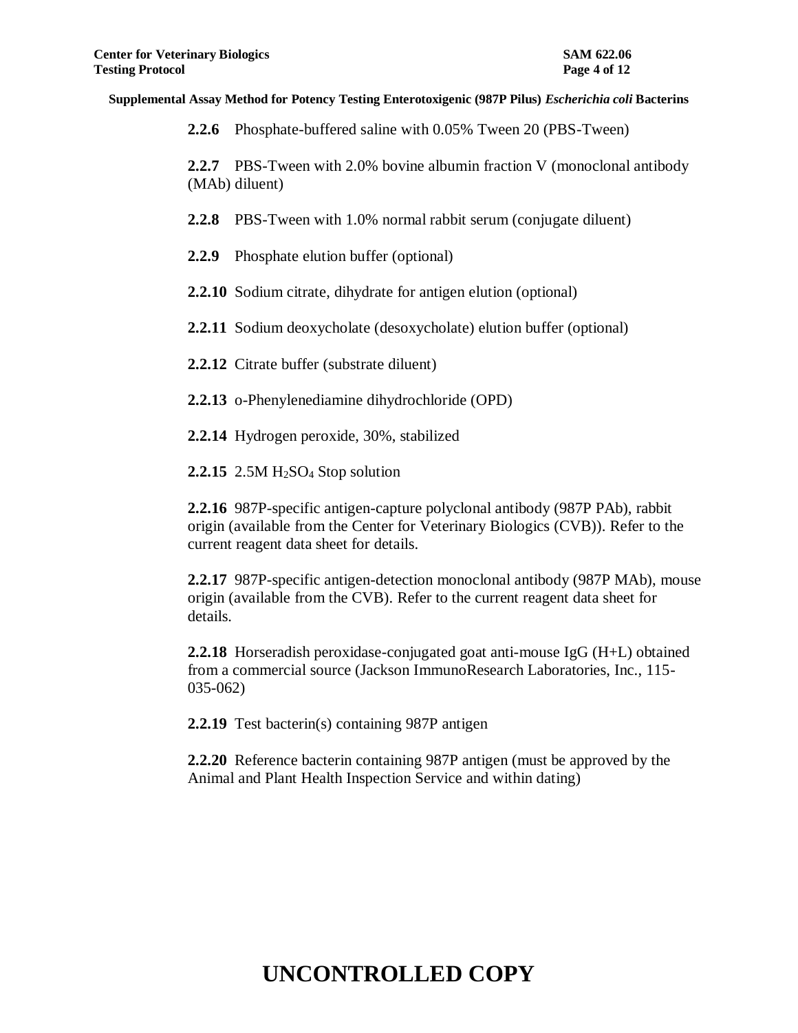**2.2.6** Phosphate-buffered saline with 0.05% Tween 20 (PBS-Tween)

**2.2.7** PBS-Tween with 2.0% bovine albumin fraction V (monoclonal antibody (MAb) diluent)

**2.2.8** PBS-Tween with 1.0% normal rabbit serum (conjugate diluent)

**2.2.9** Phosphate elution buffer (optional)

**2.2.10** Sodium citrate, dihydrate for antigen elution (optional)

**2.2.11** Sodium deoxycholate (desoxycholate) elution buffer (optional)

**2.2.12** Citrate buffer (substrate diluent)

**2.2.13** o-Phenylenediamine dihydrochloride (OPD)

**2.2.14** Hydrogen peroxide, 30%, stabilized

**2.2.15** 2.5M $H_2SO_4$ Stop solution

**2.2.16** 987P-specific antigen-capture polyclonal antibody (987P PAb), rabbit origin (available from the Center for Veterinary Biologics (CVB)). Refer to the current reagent data sheet for details.

**2.2.17** 987P-specific antigen-detection monoclonal antibody (987P MAb), mouse origin (available from the CVB). Refer to the current reagent data sheet for details.

**2.2.18** Horseradish peroxidase-conjugated goat anti-mouse IgG (H+L) obtained from a commercial source (Jackson ImmunoResearch Laboratories, Inc., 115-035-062)

**2.2.19** Test bacterin(s) containing 987P antigen

**2.2.20** Reference bacterin containing 987P antigen (must be approved by the Animal and Plant Health Inspection Service and within dating)

# UNCONTROLLED COPY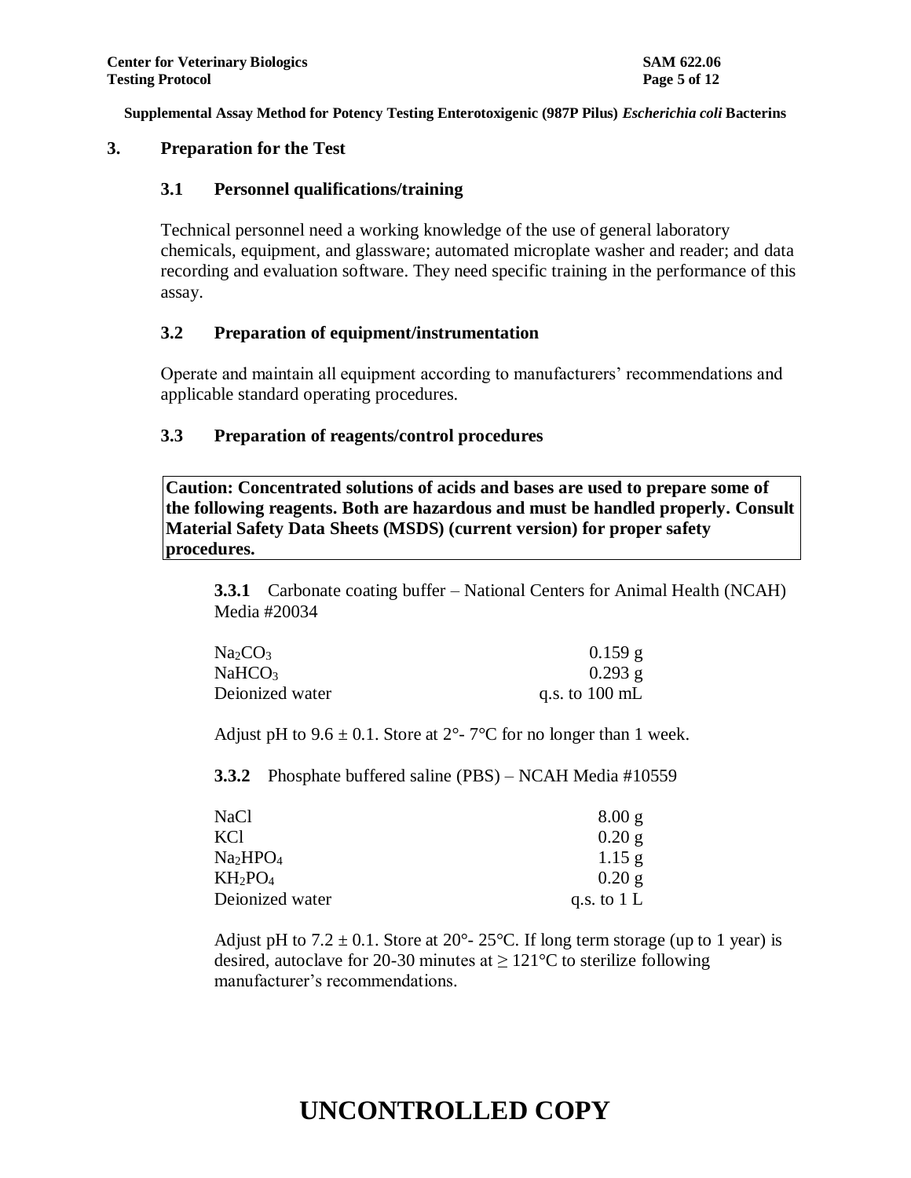## 3. Preparation for the Test

### 3.1 Personnel qualifications/training

Technical personnel need a working knowledge of the use of general laboratory chemicals, equipment, and glassware; automated microplate washer and reader; and data recording and evaluation software. They need specific training in the performance of this assay.

### 3.2 Preparation of equipment/instrumentation

Operate and maintain all equipment according to manufacturers' recommendations and applicable standard operating procedures.

### 3.3 Preparation of reagents/control procedures

**Caution: Concentrated solutions of acids and bases are used to prepare some of the following reagents. Both are hazardous and must be handled properly. Consult Material Safety Data Sheets (MSDS) (current version) for proper safety procedures.**

**3.3.1** Carbonate coating buffer – National Centers for Animal Health (NCAH) Media #20034

| | |
|---|---|
| $Na_2CO_3$ | 0.159 g |
| $NaHCO_3$ | 0.293 g |
| Deionized water | q.s. to 100 mL |

Adjust pH to 9.6 ± 0.1. Store at 2°- 7°C for no longer than 1 week.

**3.3.2** Phosphate buffered saline (PBS) – NCAH Media #10559

| | |
|---|---|
| NaCl | 8.00 g |
| KCl | 0.20 g |
| $Na_2HPO_4$ | 1.15 g |
| $KH_2PO_4$ | 0.20 g |
| Deionized water | q.s. to 1 L |

Adjust pH to 7.2 ± 0.1. Store at 20°- 25°C. If long term storage (up to 1 year) is desired, autoclave for 20-30 minutes at ≥ 121°C to sterilize following manufacturer's recommendations.

# UNCONTROLLED COPY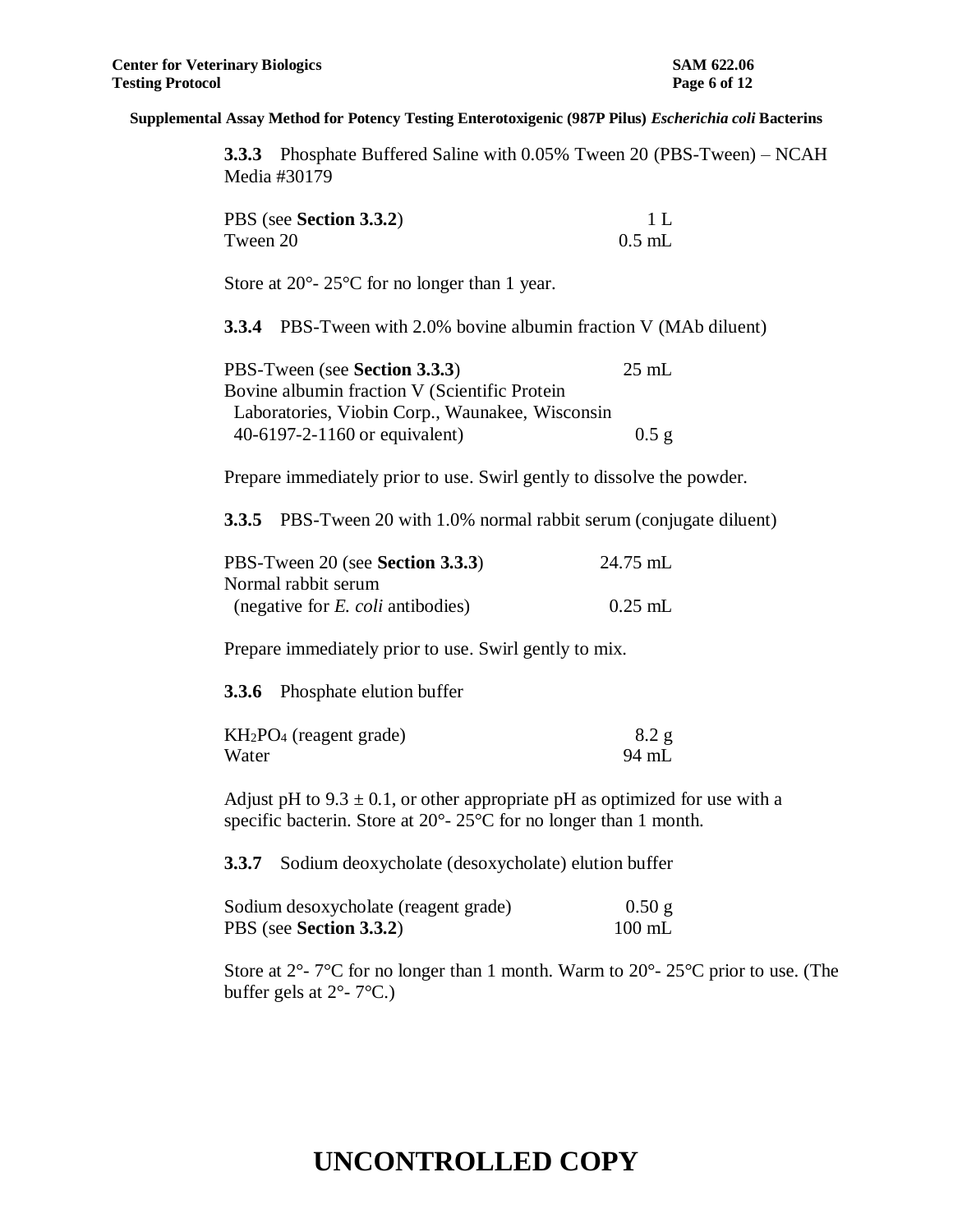**3.3.3** Phosphate Buffered Saline with 0.05% Tween 20 (PBS-Tween) – NCAH Media #30179

| | |
|---|---|
| PBS (see **Section 3.3.2**) | 1 L |
| Tween 20 | 0.5 mL |

Store at 20°- 25°C for no longer than 1 year.

**3.3.4** PBS-Tween with 2.0% bovine albumin fraction V (MAb diluent)

| | |
|---|---|
| PBS-Tween (see **Section 3.3.3**) | 25 mL |
| Bovine albumin fraction V (Scientific Protein Laboratories, Viobin Corp., Waunakee, Wisconsin 40-6197-2-1160 or equivalent) | 0.5 g |

Prepare immediately prior to use. Swirl gently to dissolve the powder.

**3.3.5** PBS-Tween 20 with 1.0% normal rabbit serum (conjugate diluent)

| | |
|---|---|
| PBS-Tween 20 (see **Section 3.3.3**) | 24.75 mL |
| Normal rabbit serum (negative for *E. coli* antibodies) | 0.25 mL |

Prepare immediately prior to use. Swirl gently to mix.

**3.3.6** Phosphate elution buffer

| | |
|---|---|
| $KH_2PO_4$ (reagent grade) | 8.2 g |
| Water | 94 mL |

Adjust pH to 9.3 ± 0.1, or other appropriate pH as optimized for use with a specific bacterin. Store at 20°- 25°C for no longer than 1 month.

**3.3.7** Sodium deoxycholate (desoxycholate) elution buffer

| | |
|---|---|
| Sodium desoxycholate (reagent grade) | 0.50 g |
| PBS (see **Section 3.3.2**) | 100 mL |

Store at 2°- 7°C for no longer than 1 month. Warm to 20°- 25°C prior to use. (The buffer gels at 2°- 7°C.)

# UNCONTROLLED COPY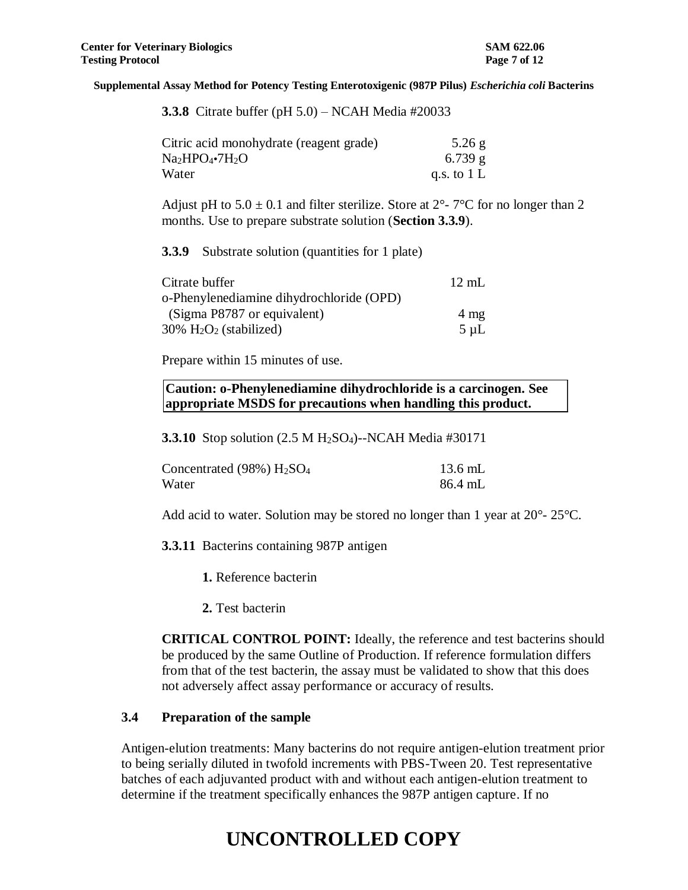**3.3.8** Citrate buffer (pH 5.0) – NCAH Media #20033

| | |
|---|---|
| Citric acid monohydrate (reagent grade) | 5.26 g |
| $Na_2HPO_4 \cdot 7H_2O$ | 6.739 g |
| Water | q.s. to 1 L |

Adjust pH to 5.0 ± 0.1 and filter sterilize. Store at 2°- 7°C for no longer than 2 months. Use to prepare substrate solution (**Section 3.3.9**).

**3.3.9** Substrate solution (quantities for 1 plate)

| | |
|---|---|
| Citrate buffer | 12 mL |
| o-Phenylenediamine dihydrochloride (OPD) (Sigma P8787 or equivalent) | 4 mg |
| 30% $H_2O_2$ (stabilized) | 5 µL |

Prepare within 15 minutes of use.

**Caution: o-Phenylenediamine dihydrochloride is a carcinogen. See appropriate MSDS for precautions when handling this product.**

**3.3.10** Stop solution (2.5 M $H_2SO_4$)--NCAH Media #30171

| | |
|---|---|
| Concentrated (98%) $H_2SO_4$ | 13.6 mL |
| Water | 86.4 mL |

Add acid to water. Solution may be stored no longer than 1 year at 20°- 25°C.

**3.3.11** Bacterins containing 987P antigen

**1.** Reference bacterin

**2.** Test bacterin

**CRITICAL CONTROL POINT:** Ideally, the reference and test bacterins should be produced by the same Outline of Production. If reference formulation differs from that of the test bacterin, the assay must be validated to show that this does not adversely affect assay performance or accuracy of results.

### 3.4 Preparation of the sample

Antigen-elution treatments: Many bacterins do not require antigen-elution treatment prior to being serially diluted in twofold increments with PBS-Tween 20. Test representative batches of each adjuvanted product with and without each antigen-elution treatment to determine if the treatment specifically enhances the 987P antigen capture. If no

**UNCONTROLLED COPY**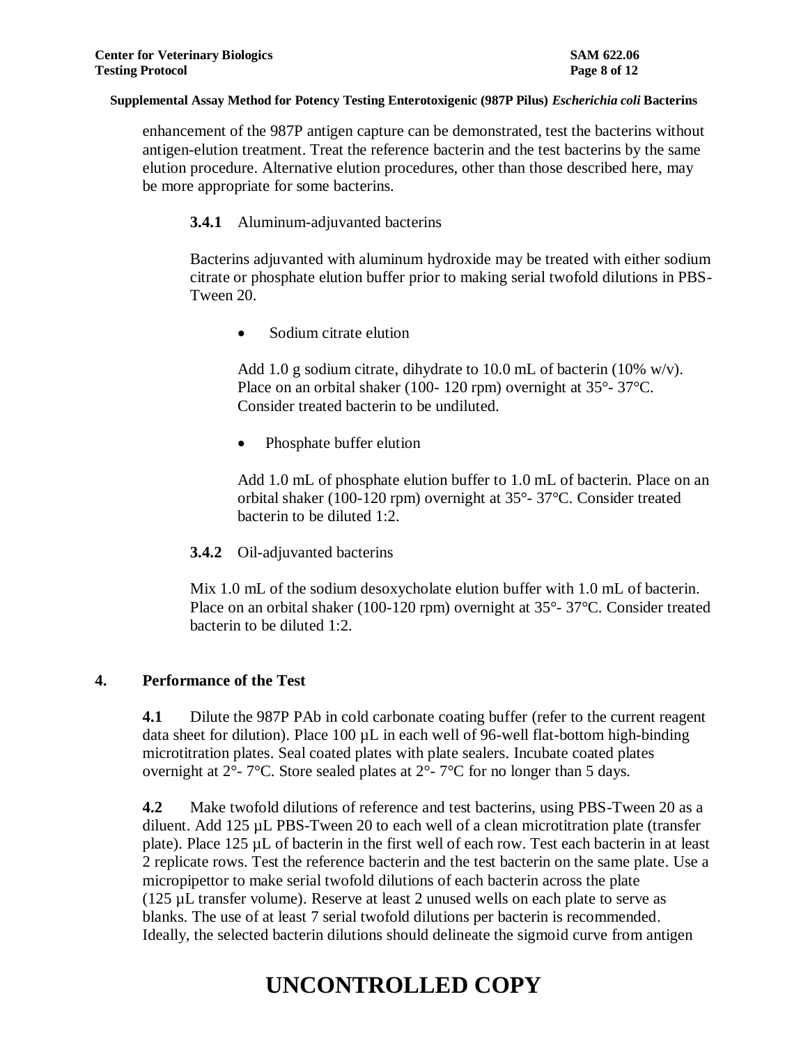enhancement of the 987P antigen capture can be demonstrated, test the bacterins without antigen-elution treatment. Treat the reference bacterin and the test bacterins by the same elution procedure. Alternative elution procedures, other than those described here, may be more appropriate for some bacterins.

**3.4.1** Aluminum-adjuvanted bacterins

Bacterins adjuvanted with aluminum hydroxide may be treated with either sodium citrate or phosphate elution buffer prior to making serial twofold dilutions in PBS-Tween 20.

- Sodium citrate elution

Add 1.0 g sodium citrate, dihydrate to 10.0 mL of bacterin (10% w/v). Place on an orbital shaker (100- 120 rpm) overnight at 35°- 37°C. Consider treated bacterin to be undiluted.

- Phosphate buffer elution

Add 1.0 mL of phosphate elution buffer to 1.0 mL of bacterin. Place on an orbital shaker (100-120 rpm) overnight at 35°- 37°C. Consider treated bacterin to be diluted 1:2.

**3.4.2** Oil-adjuvanted bacterins

Mix 1.0 mL of the sodium desoxycholate elution buffer with 1.0 mL of bacterin. Place on an orbital shaker (100-120 rpm) overnight at 35°- 37°C. Consider treated bacterin to be diluted 1:2.

## 4. Performance of the Test

**4.1** Dilute the 987P PAb in cold carbonate coating buffer (refer to the current reagent data sheet for dilution). Place 100 µL in each well of 96-well flat-bottom high-binding microtitration plates. Seal coated plates with plate sealers. Incubate coated plates overnight at 2°- 7°C. Store sealed plates at 2°- 7°C for no longer than 5 days.

**4.2** Make twofold dilutions of reference and test bacterins, using PBS-Tween 20 as a diluent. Add 125 µL PBS-Tween 20 to each well of a clean microtitration plate (transfer plate). Place 125 µL of bacterin in the first well of each row. Test each bacterin in at least 2 replicate rows. Test the reference bacterin and the test bacterin on the same plate. Use a micropipettor to make serial twofold dilutions of each bacterin across the plate (125 µL transfer volume). Reserve at least 2 unused wells on each plate to serve as blanks. The use of at least 7 serial twofold dilutions per bacterin is recommended. Ideally, the selected bacterin dilutions should delineate the sigmoid curve from antigen

# UNCONTROLLED COPY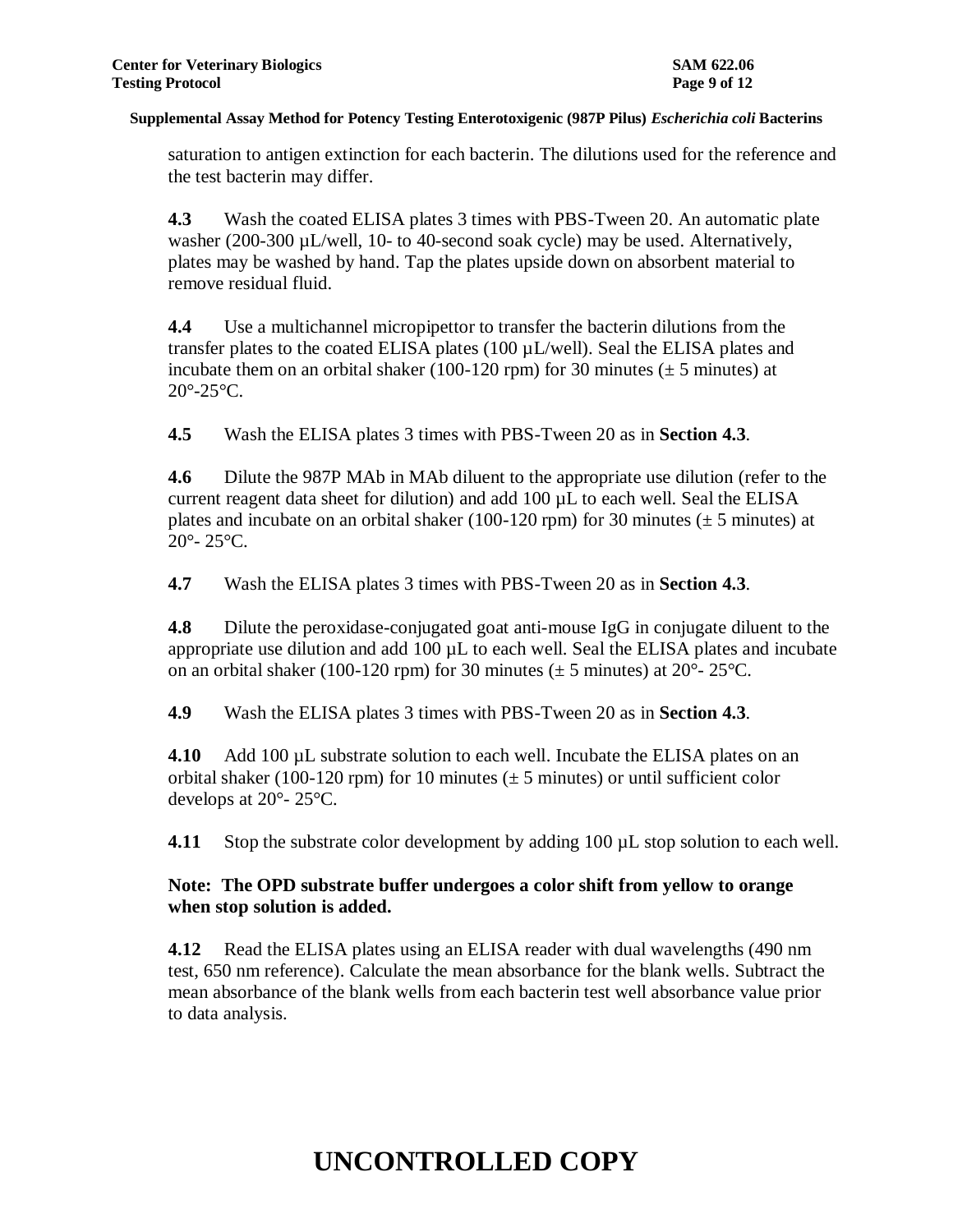saturation to antigen extinction for each bacterin. The dilutions used for the reference and the test bacterin may differ.

**4.3** Wash the coated ELISA plates 3 times with PBS-Tween 20. An automatic plate washer (200-300 µL/well, 10- to 40-second soak cycle) may be used. Alternatively, plates may be washed by hand. Tap the plates upside down on absorbent material to remove residual fluid.

**4.4** Use a multichannel micropipettor to transfer the bacterin dilutions from the transfer plates to the coated ELISA plates (100 µL/well). Seal the ELISA plates and incubate them on an orbital shaker (100-120 rpm) for 30 minutes (± 5 minutes) at 20°-25°C.

**4.5** Wash the ELISA plates 3 times with PBS-Tween 20 as in **Section 4.3**.

**4.6** Dilute the 987P MAb in MAb diluent to the appropriate use dilution (refer to the current reagent data sheet for dilution) and add 100 µL to each well. Seal the ELISA plates and incubate on an orbital shaker (100-120 rpm) for 30 minutes (± 5 minutes) at 20°- 25°C.

**4.7** Wash the ELISA plates 3 times with PBS-Tween 20 as in **Section 4.3**.

**4.8** Dilute the peroxidase-conjugated goat anti-mouse IgG in conjugate diluent to the appropriate use dilution and add 100 µL to each well. Seal the ELISA plates and incubate on an orbital shaker (100-120 rpm) for 30 minutes (± 5 minutes) at 20°- 25°C.

**4.9** Wash the ELISA plates 3 times with PBS-Tween 20 as in **Section 4.3**.

**4.10** Add 100 µL substrate solution to each well. Incubate the ELISA plates on an orbital shaker (100-120 rpm) for 10 minutes (± 5 minutes) or until sufficient color develops at 20°- 25°C.

**4.11** Stop the substrate color development by adding 100 µL stop solution to each well.

**Note: The OPD substrate buffer undergoes a color shift from yellow to orange when stop solution is added.**

**4.12** Read the ELISA plates using an ELISA reader with dual wavelengths (490 nm test, 650 nm reference). Calculate the mean absorbance for the blank wells. Subtract the mean absorbance of the blank wells from each bacterin test well absorbance value prior to data analysis.

# UNCONTROLLED COPY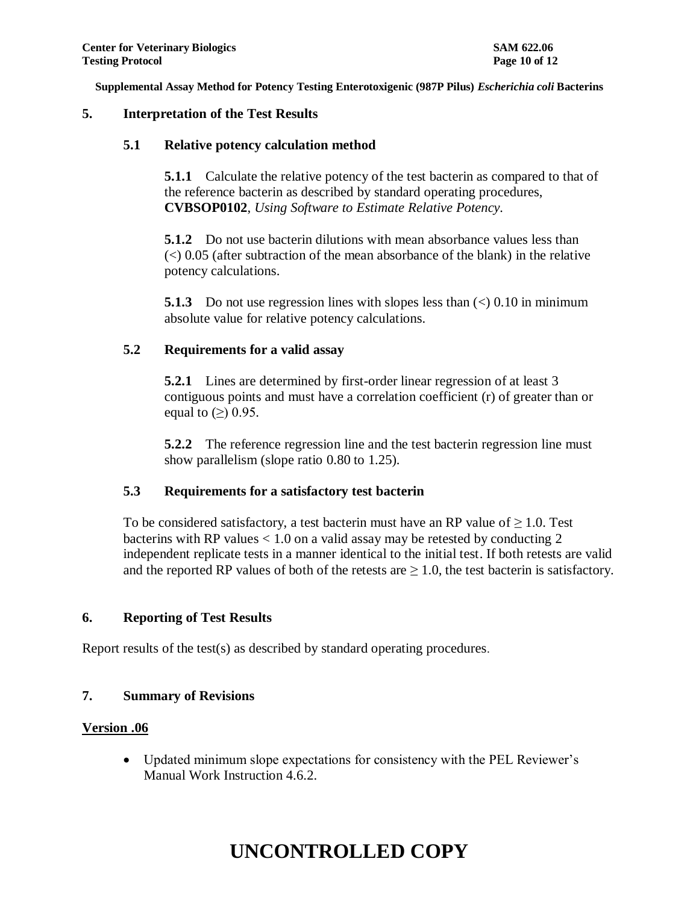## 5. Interpretation of the Test Results

### 5.1 Relative potency calculation method

**5.1.1** Calculate the relative potency of the test bacterin as compared to that of the reference bacterin as described by standard operating procedures, **CVBSOP0102**, *Using Software to Estimate Relative Potency*.

**5.1.2** Do not use bacterin dilutions with mean absorbance values less than (<) 0.05 (after subtraction of the mean absorbance of the blank) in the relative potency calculations.

**5.1.3** Do not use regression lines with slopes less than (<) 0.10 in minimum absolute value for relative potency calculations.

### 5.2 Requirements for a valid assay

**5.2.1** Lines are determined by first-order linear regression of at least 3 contiguous points and must have a correlation coefficient (r) of greater than or equal to (≥) 0.95.

**5.2.2** The reference regression line and the test bacterin regression line must show parallelism (slope ratio 0.80 to 1.25).

### 5.3 Requirements for a satisfactory test bacterin

To be considered satisfactory, a test bacterin must have an RP value of ≥ 1.0. Test bacterins with RP values < 1.0 on a valid assay may be retested by conducting 2 independent replicate tests in a manner identical to the initial test. If both retests are valid and the reported RP values of both of the retests are ≥ 1.0, the test bacterin is satisfactory.

## 6. Reporting of Test Results

Report results of the test(s) as described by standard operating procedures.

## 7. Summary of Revisions

**Version .06**

- Updated minimum slope expectations for consistency with the PEL Reviewer's Manual Work Instruction 4.6.2.

# UNCONTROLLED COPY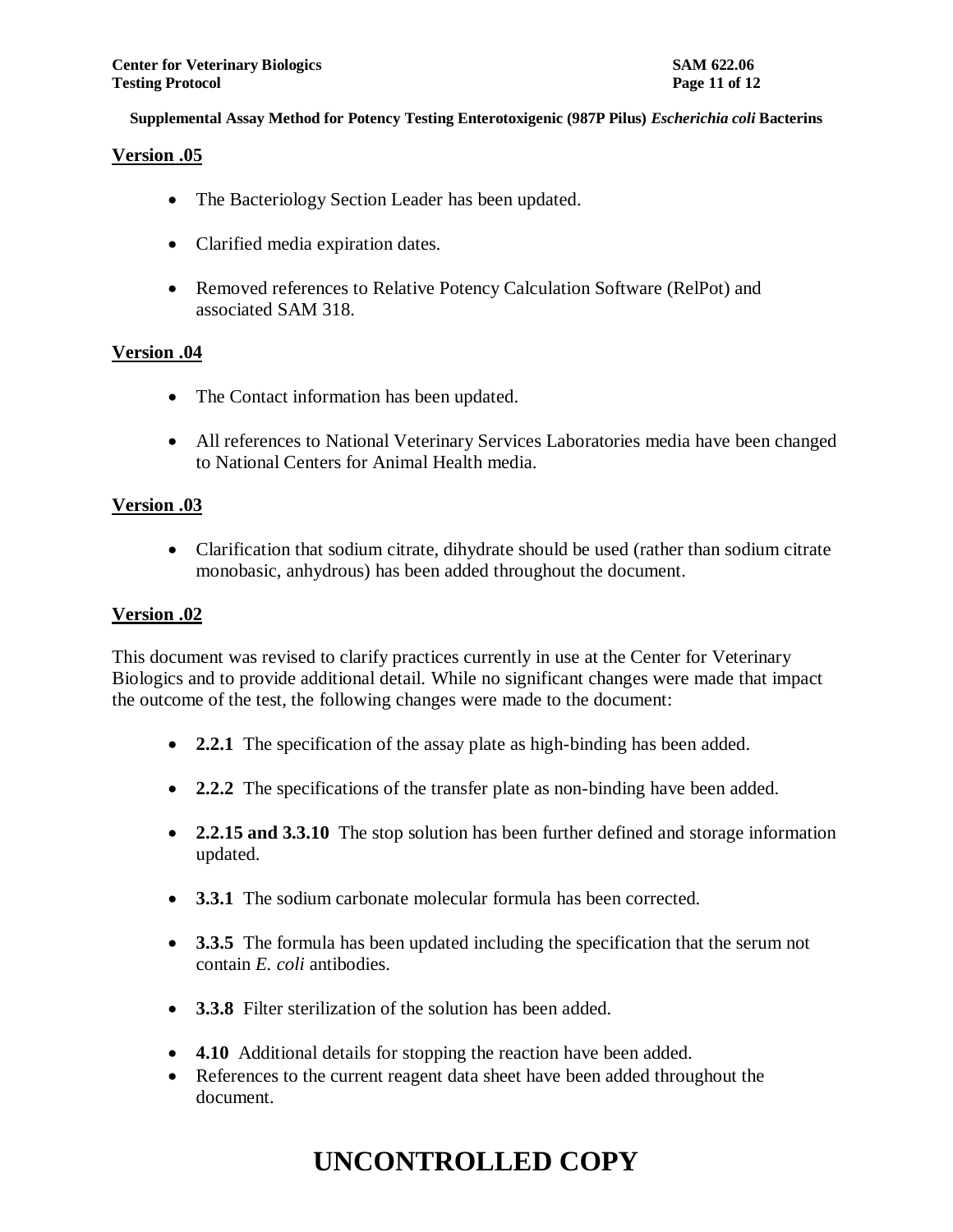**Version .05**

- The Bacteriology Section Leader has been updated.
- Clarified media expiration dates.
- Removed references to Relative Potency Calculation Software (RelPot) and associated SAM 318.

**Version .04**

- The Contact information has been updated.
- All references to National Veterinary Services Laboratories media have been changed to National Centers for Animal Health media.

**Version .03**

- Clarification that sodium citrate, dihydrate should be used (rather than sodium citrate monobasic, anhydrous) has been added throughout the document.

**Version .02**

This document was revised to clarify practices currently in use at the Center for Veterinary Biologics and to provide additional detail. While no significant changes were made that impact the outcome of the test, the following changes were made to the document:

- **2.2.1** The specification of the assay plate as high-binding has been added.
- **2.2.2** The specifications of the transfer plate as non-binding have been added.
- **2.2.15 and 3.3.10** The stop solution has been further defined and storage information updated.
- **3.3.1** The sodium carbonate molecular formula has been corrected.
- **3.3.5** The formula has been updated including the specification that the serum not contain *E. coli* antibodies.
- **3.3.8** Filter sterilization of the solution has been added.
- **4.10** Additional details for stopping the reaction have been added.
- References to the current reagent data sheet have been added throughout the document.

# UNCONTROLLED COPY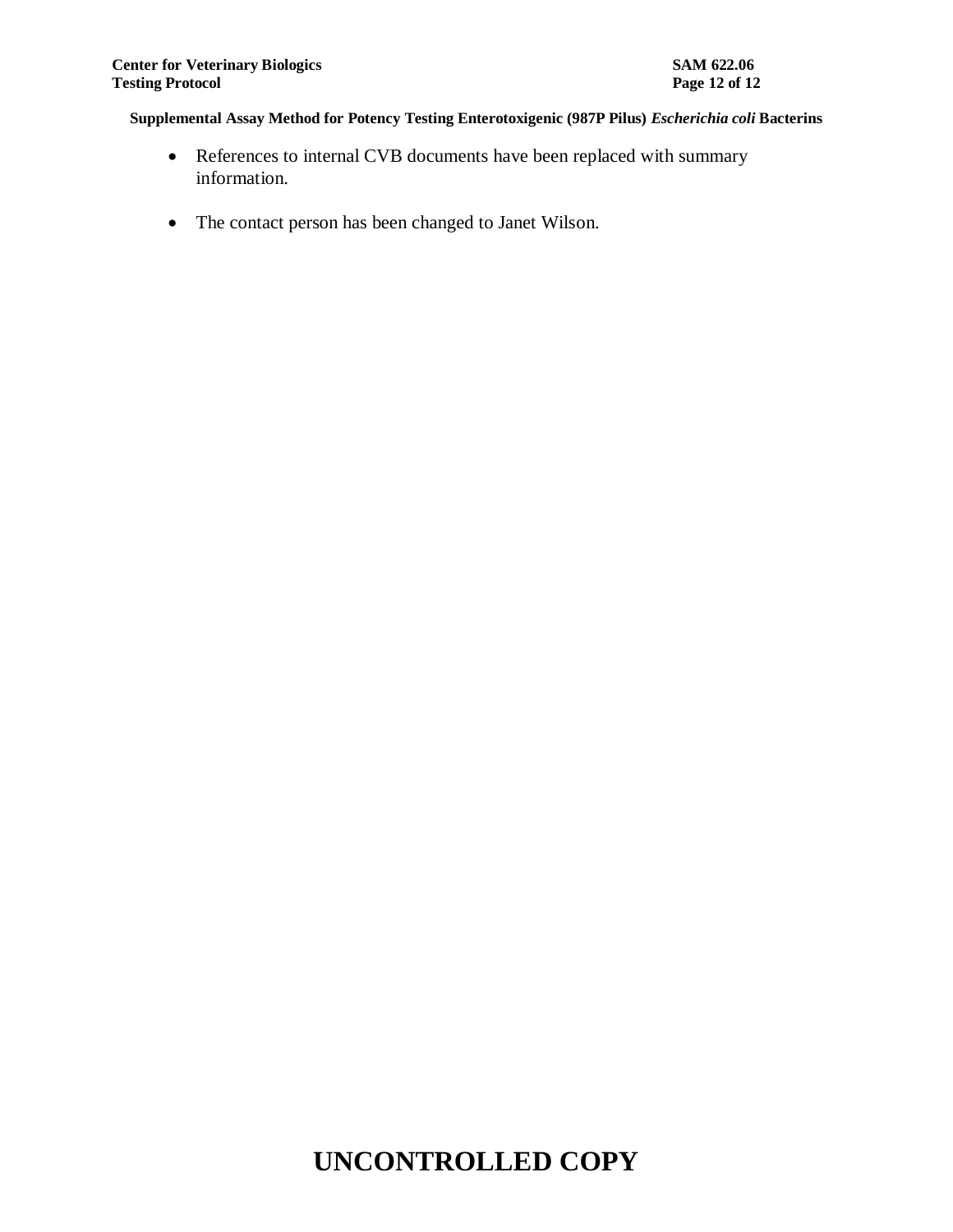- References to internal CVB documents have been replaced with summary information.

- The contact person has been changed to Janet Wilson.

**UNCONTROLLED COPY**